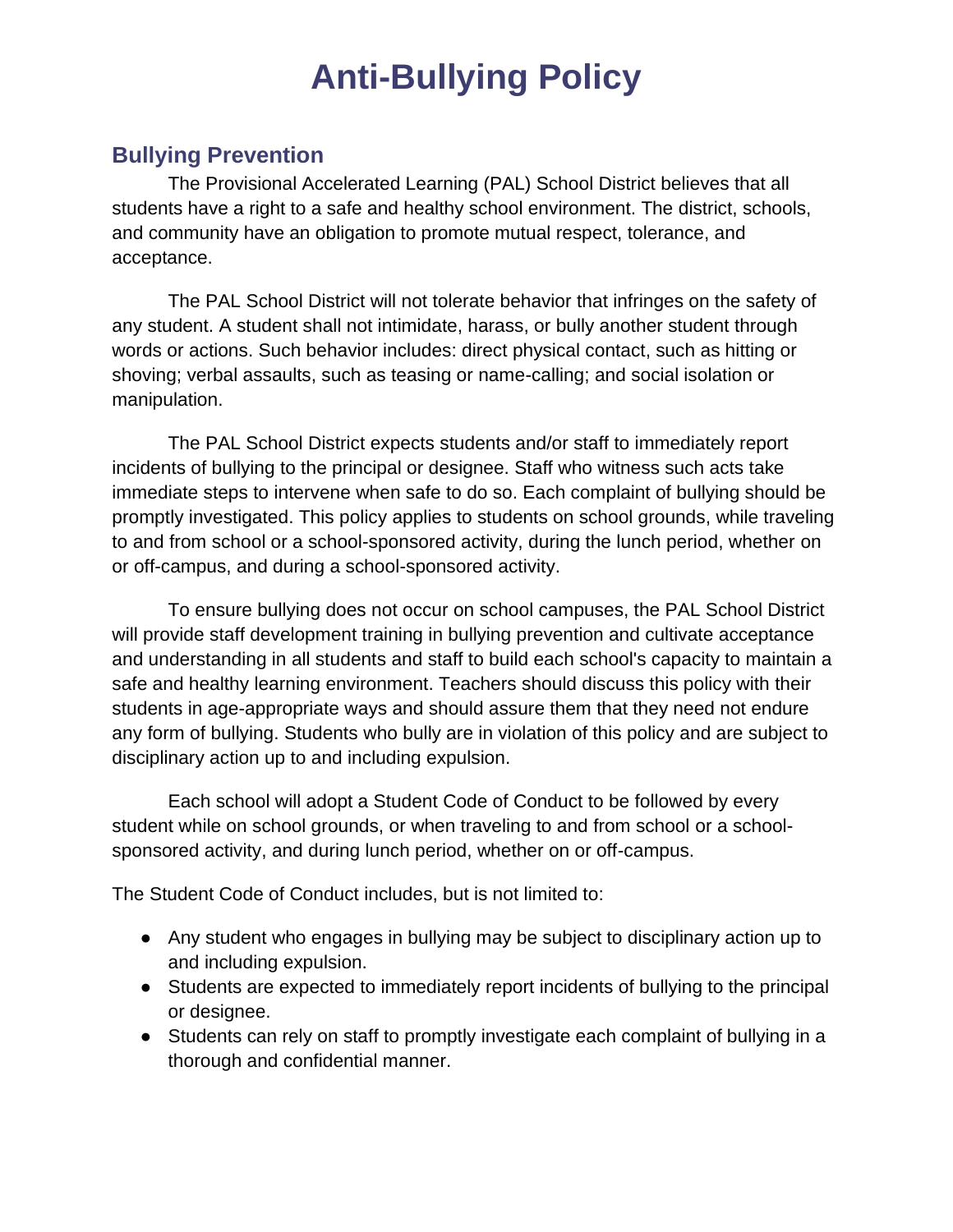# Anti-Bullying Policy

## Bullying Prevention

The Provisional Accelerated Learning (PAL) School District believes that all students have a right to a safe and healthy school environment. The district, schools, and community have an obligation to promote mutual respect, tolerance, and acceptance.

The PAL School District will not tolerate behavior that infringes on the safety of any student. A student shall not intimidate, harass, or bully another student through words or actions. Such behavior includes: direct physical contact, such as hitting or shoving; verbal assaults, such as teasing or name-calling; and social isolation or manipulation.

The PAL School District expects students and/or staff to immediately report incidents of bullying to the principal or designee. Staff who witness such acts take immediate steps to intervene when safe to do so. Each complaint of bullying should be promptly investigated. This policy applies to students on school grounds, while traveling to and from school or a school-sponsored activity, during the lunch period, whether on or off-campus, and during a school-sponsored activity.

To ensure bullying does not occur on school campuses, the PAL School District will provide staff development training in bullying prevention and cultivate acceptance and understanding in all students and staff to build each school's capacity to maintain a safe and healthy learning environment. Teachers should discuss this policy with their students in age-appropriate ways and should assure them that they need not endure any form of bullying. Students who bully are in violation of this policy and are subject to disciplinary action up to and including expulsion.

Each school will adopt a Student Code of Conduct to be followed by every student while on school grounds, or when traveling to and from school or a school-sponsored activity, and during lunch period, whether on or off-campus.

The Student Code of Conduct includes, but is not limited to:

- Any student who engages in bullying may be subject to disciplinary action up to and including expulsion.
- Students are expected to immediately report incidents of bullying to the principal or designee.
- Students can rely on staff to promptly investigate each complaint of bullying in a thorough and confidential manner.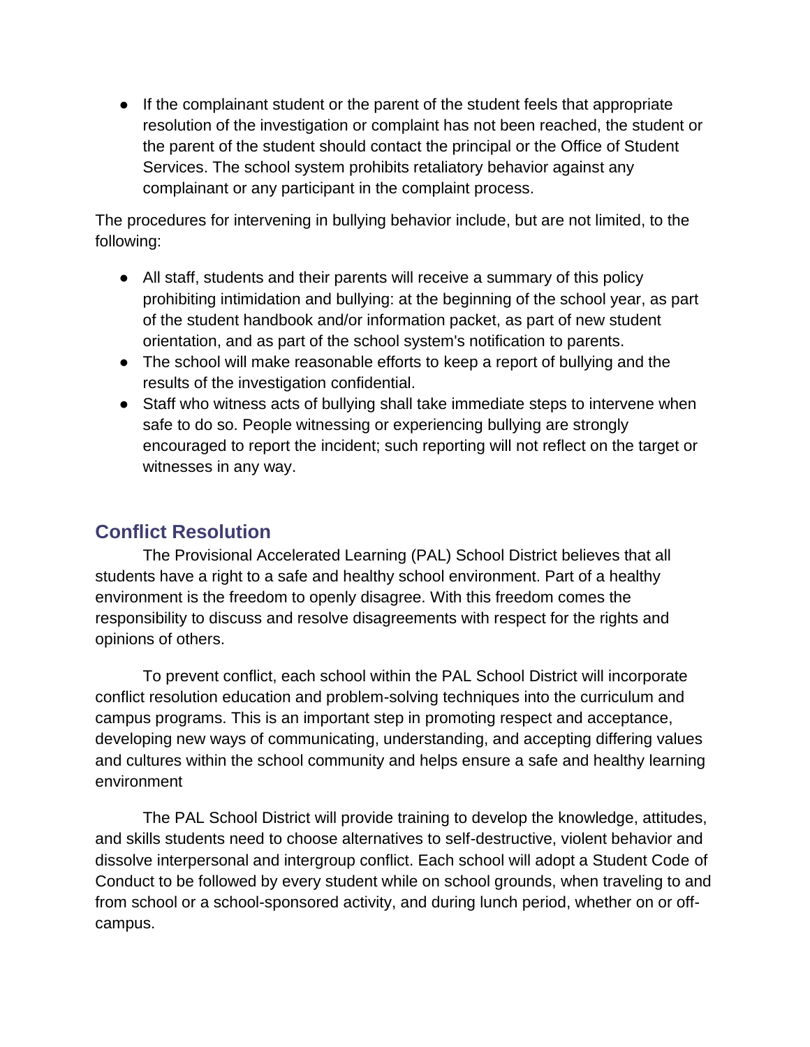- If the complainant student or the parent of the student feels that appropriate resolution of the investigation or complaint has not been reached, the student or the parent of the student should contact the principal or the Office of Student Services. The school system prohibits retaliatory behavior against any complainant or any participant in the complaint process.

The procedures for intervening in bullying behavior include, but are not limited, to the following:

- All staff, students and their parents will receive a summary of this policy prohibiting intimidation and bullying: at the beginning of the school year, as part of the student handbook and/or information packet, as part of new student orientation, and as part of the school system's notification to parents.
- The school will make reasonable efforts to keep a report of bullying and the results of the investigation confidential.
- Staff who witness acts of bullying shall take immediate steps to intervene when safe to do so. People witnessing or experiencing bullying are strongly encouraged to report the incident; such reporting will not reflect on the target or witnesses in any way.

## Conflict Resolution

The Provisional Accelerated Learning (PAL) School District believes that all students have a right to a safe and healthy school environment. Part of a healthy environment is the freedom to openly disagree. With this freedom comes the responsibility to discuss and resolve disagreements with respect for the rights and opinions of others.

To prevent conflict, each school within the PAL School District will incorporate conflict resolution education and problem-solving techniques into the curriculum and campus programs. This is an important step in promoting respect and acceptance, developing new ways of communicating, understanding, and accepting differing values and cultures within the school community and helps ensure a safe and healthy learning environment

The PAL School District will provide training to develop the knowledge, attitudes, and skills students need to choose alternatives to self-destructive, violent behavior and dissolve interpersonal and intergroup conflict. Each school will adopt a Student Code of Conduct to be followed by every student while on school grounds, when traveling to and from school or a school-sponsored activity, and during lunch period, whether on or off-campus.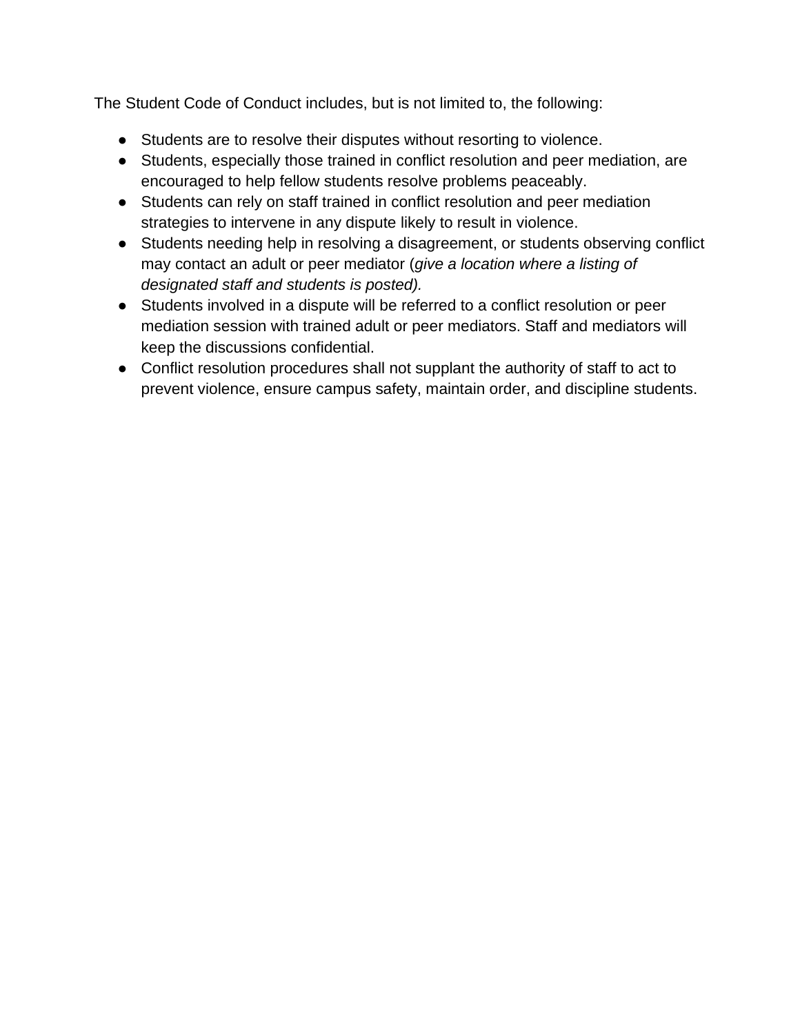The Student Code of Conduct includes, but is not limited to, the following:

- Students are to resolve their disputes without resorting to violence.
- Students, especially those trained in conflict resolution and peer mediation, are encouraged to help fellow students resolve problems peaceably.
- Students can rely on staff trained in conflict resolution and peer mediation strategies to intervene in any dispute likely to result in violence.
- Students needing help in resolving a disagreement, or students observing conflict may contact an adult or peer mediator (*give a location where a listing of designated staff and students is posted).*
- Students involved in a dispute will be referred to a conflict resolution or peer mediation session with trained adult or peer mediators. Staff and mediators will keep the discussions confidential.
- Conflict resolution procedures shall not supplant the authority of staff to act to prevent violence, ensure campus safety, maintain order, and discipline students.